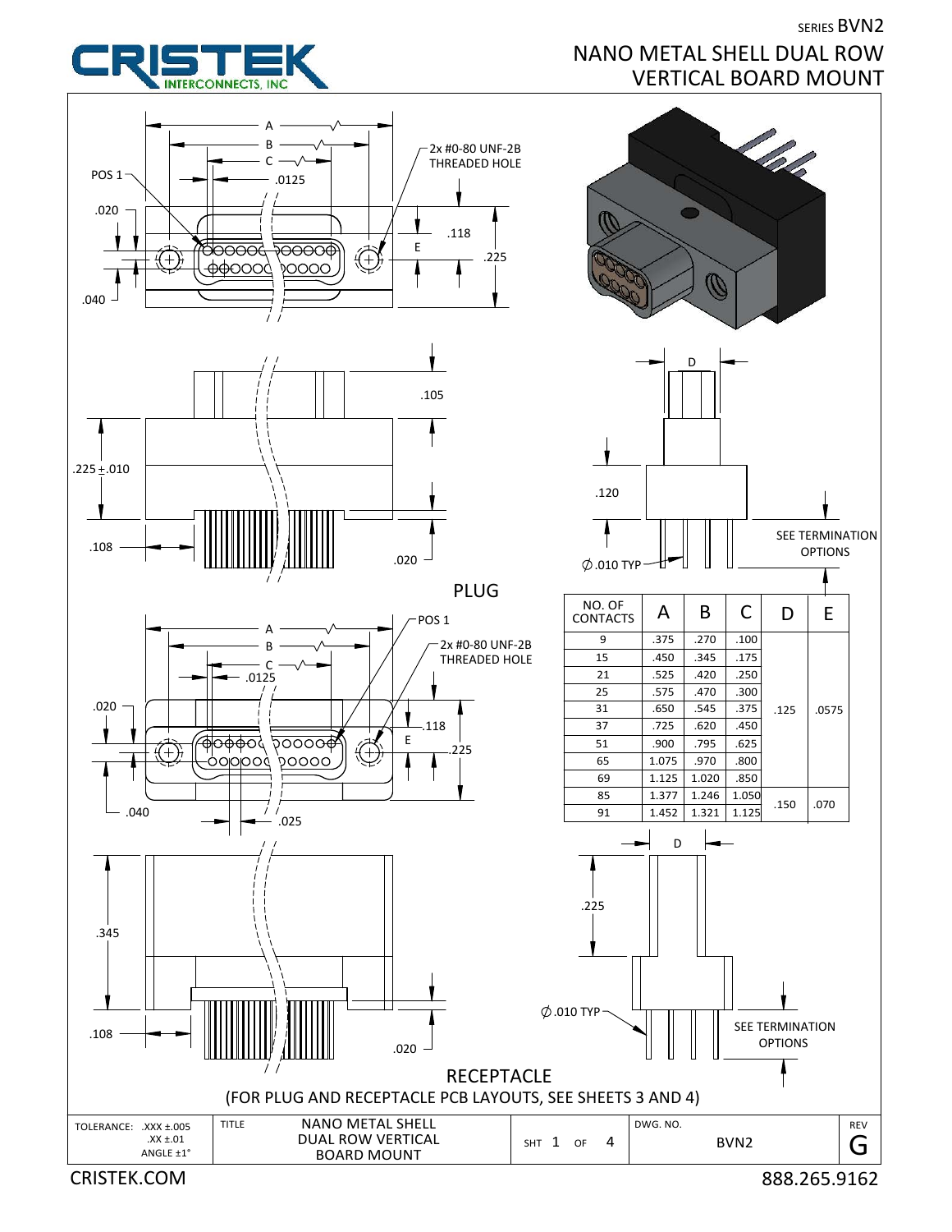SERIES BVN2

# NANO METAL SHELL DUAL ROW VERTICAL BOARD MOUNT

CRISTEK INTERCONNECTS, INC

## PLUG

POS 1
2x #0-80 UNF-2B THREADED HOLE
A, B, C, .0125, .020, .040, .118, E, .225
.105, .225±.010, .108, .020
D, .120, ∅.010 TYP, SEE TERMINATION OPTIONS

| NO. OF CONTACTS | A | B | C | D | E |
|---|---|---|---|---|---|
| 9 | .375 | .270 | .100 | .125 | .0575 |
| 15 | .450 | .345 | .175 | | |
| 21 | .525 | .420 | .250 | | |
| 25 | .575 | .470 | .300 | | |
| 31 | .650 | .545 | .375 | | |
| 37 | .725 | .620 | .450 | | |
| 51 | .900 | .795 | .625 | | |
| 65 | 1.075 | .970 | .800 | | |
| 69 | 1.125 | 1.020 | .850 | | |
| 85 | 1.377 | 1.246 | 1.050 | .150 | .070 |
| 91 | 1.452 | 1.321 | 1.125 | | |

## RECEPTACLE

POS 1
2x #0-80 UNF-2B THREADED HOLE
A, B, C, .0125, .020, .040, .025, .118, E, .225
.345, .108, .020
D, .225, ∅.010 TYP, SEE TERMINATION OPTIONS

(FOR PLUG AND RECEPTACLE PCB LAYOUTS, SEE SHEETS 3 AND 4)

| TOLERANCE: .XXX ±.005 .XX ±.01 ANGLE ±1° | TITLE: NANO METAL SHELL DUAL ROW VERTICAL BOARD MOUNT | SHT 1 OF 4 | DWG. NO. BVN2 | REV G |
|---|---|---|---|---|

CRISTEK.COM 888.265.9162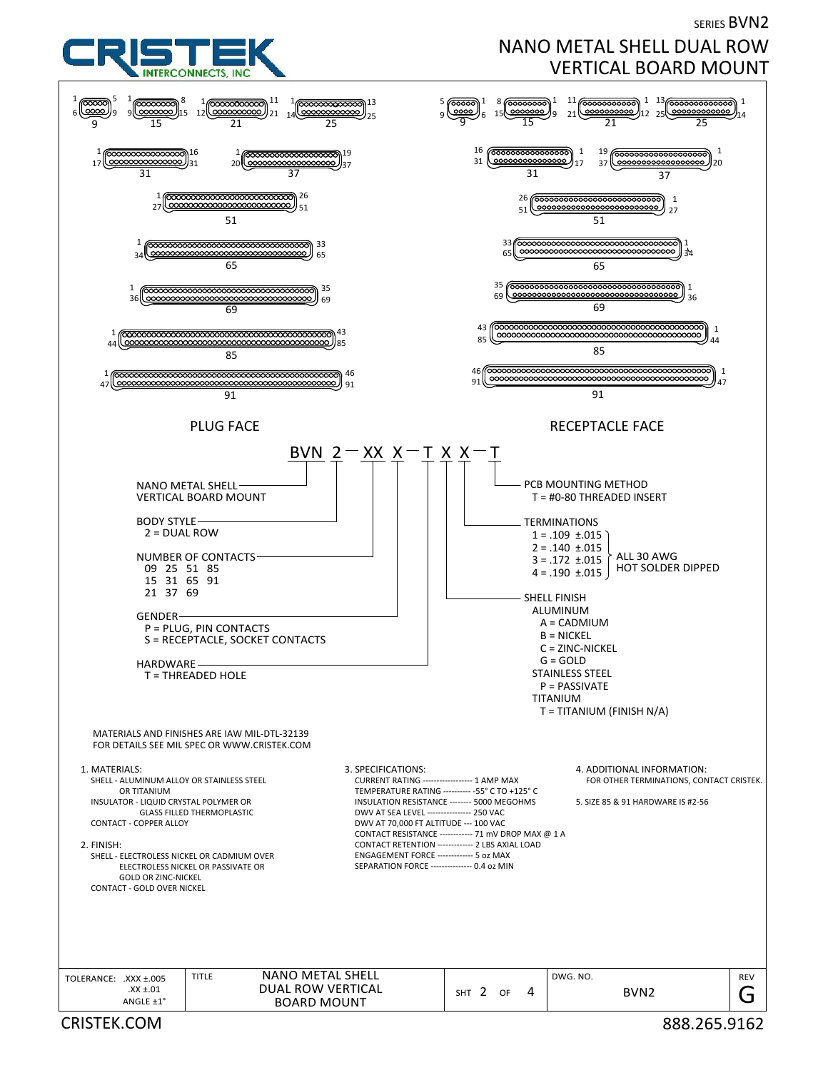SERIES BVN2

# NANO METAL SHELL DUAL ROW VERTICAL BOARD MOUNT

PLUG FACE

RECEPTACLE FACE

## BVN 2 — XX X — T X X — T

- NANO METAL SHELL VERTICAL BOARD MOUNT
- BODY STYLE
  - 2 = DUAL ROW
- NUMBER OF CONTACTS
  - 09 25 51 85
  - 15 31 65 91
  - 21 37 69
- GENDER
  - P = PLUG, PIN CONTACTS
  - S = RECEPTACLE, SOCKET CONTACTS
- HARDWARE
  - T = THREADED HOLE
- SHELL FINISH
  - ALUMINUM
    - A = CADMIUM
    - B = NICKEL
    - C = ZINC-NICKEL
    - G = GOLD
  - STAINLESS STEEL
    - P = PASSIVATE
  - TITANIUM
    - T = TITANIUM (FINISH N/A)
- TERMINATIONS (ALL 30 AWG HOT SOLDER DIPPED)
  - 1 = .109 ±.015
  - 2 = .140 ±.015
  - 3 = .172 ±.015
  - 4 = .190 ±.015
- PCB MOUNTING METHOD
  - T = #0-80 THREADED INSERT

MATERIALS AND FINISHES ARE IAW MIL-DTL-32139
FOR DETAILS SEE MIL SPEC OR WWW.CRISTEK.COM

1. MATERIALS:
   - SHELL - ALUMINUM ALLOY OR STAINLESS STEEL OR TITANIUM
   - INSULATOR - LIQUID CRYSTAL POLYMER OR GLASS FILLED THERMOPLASTIC
   - CONTACT - COPPER ALLOY
2. FINISH:
   - SHELL - ELECTROLESS NICKEL OR CADMIUM OVER ELECTROLESS NICKEL OR PASSIVATE OR GOLD OR ZINC-NICKEL
   - CONTACT - GOLD OVER NICKEL
3. SPECIFICATIONS:
   - CURRENT RATING ------------------ 1 AMP MAX
   - TEMPERATURE RATING ---------- -55° C TO +125° C
   - INSULATION RESISTANCE -------- 5000 MEGOHMS
   - DWV AT SEA LEVEL ---------------- 250 VAC
   - DWV AT 70,000 FT ALTITUDE --- 100 VAC
   - CONTACT RESISTANCE ------------ 71 mV DROP MAX @ 1 A
   - CONTACT RETENTION ------------- 2 LBS AXIAL LOAD
   - ENGAGEMENT FORCE ------------- 5 oz MAX
   - SEPARATION FORCE --------------- 0.4 oz MIN
4. ADDITIONAL INFORMATION:
   - FOR OTHER TERMINATIONS, CONTACT CRISTEK.
5. SIZE 85 & 91 HARDWARE IS #2-56

| TOLERANCE: .XXX ±.005 .XX ±.01 ANGLE ±1° | TITLE: NANO METAL SHELL DUAL ROW VERTICAL BOARD MOUNT | SHT 2 OF 4 | DWG. NO. BVN2 | REV G |
|---|---|---|---|---|

CRISTEK.COM 888.265.9162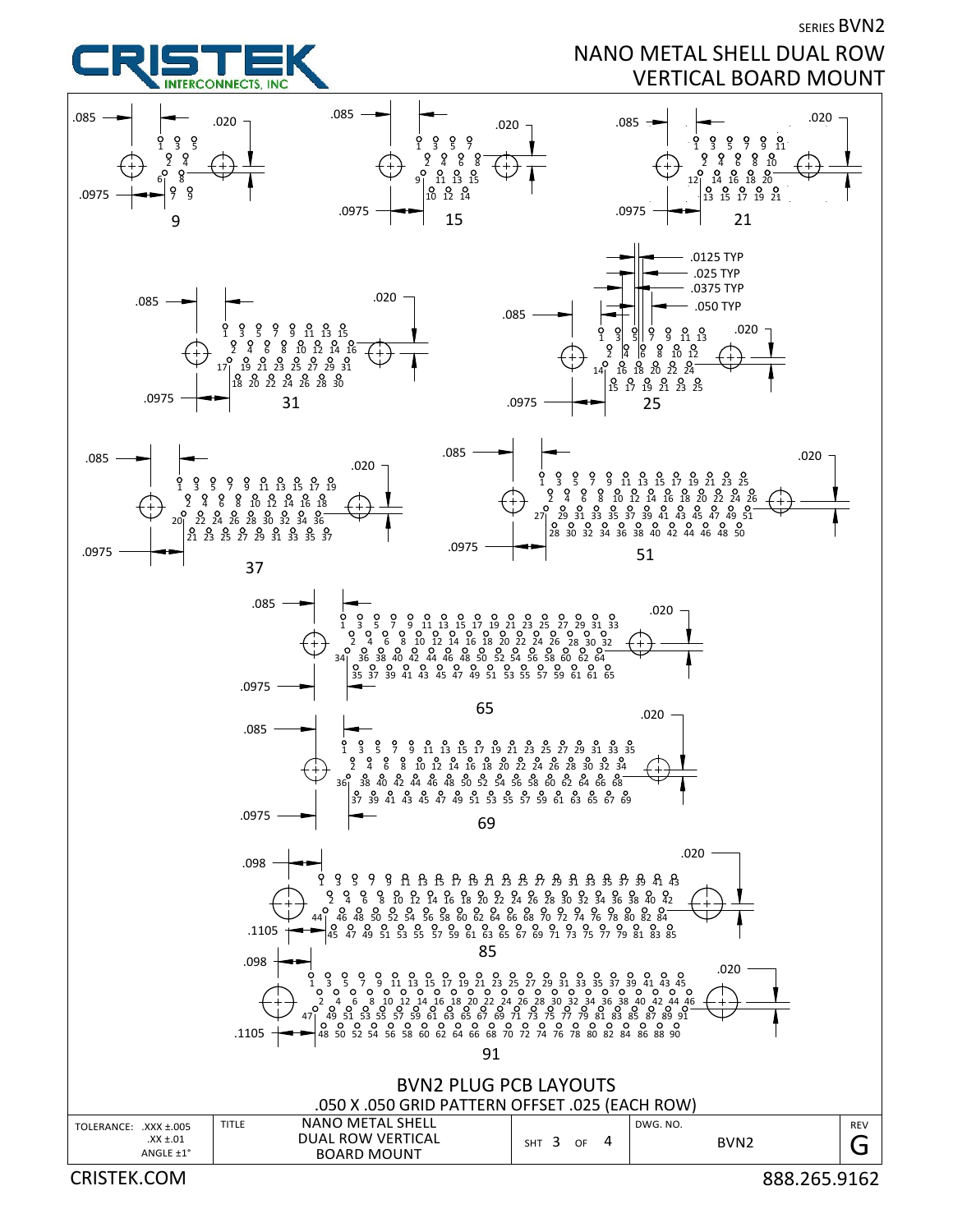SERIES BVN2

# NANO METAL SHELL DUAL ROW VERTICAL BOARD MOUNT

CRISTEK INTERCONNECTS, INC

**9**

.085 .020 .0975

1 3 5
2 4
6 8
7 9

**15**

.085 .020 .0975

1 3 5 7
2 4 6 8
9 11 13 15
10 12 14

**21**

.085 .020 .0975

1 3 5 7 9 11
2 4 6 8 10
12 14 16 18 20
13 15 17 19 21

**31**

.085 .020 .0975

1 3 5 7 9 11 13 15
2 4 6 8 10 12 14 16
17 19 21 23 25 27 29 31
18 20 22 24 26 28 30

**25**

.0125 TYP
.025 TYP
.0375 TYP
.050 TYP

.085 .020 .0975

1 3 5 7 9 11 13
2 4 6 8 10 12
14 16 18 20 22 24
15 17 19 21 23 25

**37**

.085 .020 .0975

1 3 5 7 9 11 13 15 17 19
2 4 6 8 10 12 14 16 18
20 22 24 26 28 30 32 34 36
21 23 25 27 29 31 33 35 37

**51**

.085 .020 .0975

1 3 5 7 9 11 13 15 17 19 21 23 25
2 4 6 8 10 12 14 16 18 20 22 24 26
27 29 31 33 35 37 39 41 43 45 47 49 51
28 30 32 34 36 38 40 42 44 46 48 50

**65**

.085 .020 .0975

1 3 5 7 9 11 13 15 17 19 21 23 25 27 29 31 33
2 4 6 8 10 12 14 16 18 20 22 24 26 28 30 32
34 36 38 40 42 44 46 48 50 52 54 56 58 60 62 64
35 37 39 41 43 45 47 49 51 53 55 57 59 61 61 65

**69**

.085 .020 .0975

1 3 5 7 9 11 13 15 17 19 21 23 25 27 29 31 33 35
2 4 6 8 10 12 14 16 18 20 22 24 26 28 30 32 34
36 38 40 42 44 46 48 50 52 54 56 58 60 62 64 66 68
37 39 41 43 45 47 49 51 53 55 57 59 61 63 65 67 69

**85**

.098 .020 .1105

1 3 5 7 9 11 13 15 17 19 21 23 25 27 29 31 33 35 37 39 41 43
2 4 6 8 10 12 14 16 18 20 22 24 26 28 30 32 34 36 38 40 42
44 46 48 50 52 54 56 58 60 62 64 66 68 70 72 74 76 78 80 82 84
45 47 49 51 53 55 57 59 61 63 65 67 69 71 73 75 77 79 81 83 85

**91**

.098 .020 .1105

1 3 5 7 9 11 13 15 17 19 21 23 25 27 29 31 33 35 37 39 41 43 45
2 4 6 8 10 12 14 16 18 20 22 24 26 28 30 32 34 36 38 40 42 44 46
47 49 51 53 55 57 59 61 63 65 67 69 71 73 75 77 79 81 83 85 87 89 91
48 50 52 54 56 58 60 62 64 66 68 70 72 74 76 78 80 82 84 86 88 90

## BVN2 PLUG PCB LAYOUTS

.050 X .050 GRID PATTERN OFFSET .025 (EACH ROW)

| TOLERANCE: .XXX ±.005 .XX ±.01 ANGLE ±1° | TITLE NANO METAL SHELL DUAL ROW VERTICAL BOARD MOUNT | SHT 3 OF 4 | DWG. NO. BVN2 | REV G |
|---|---|---|---|---|

CRISTEK.COM 888.265.9162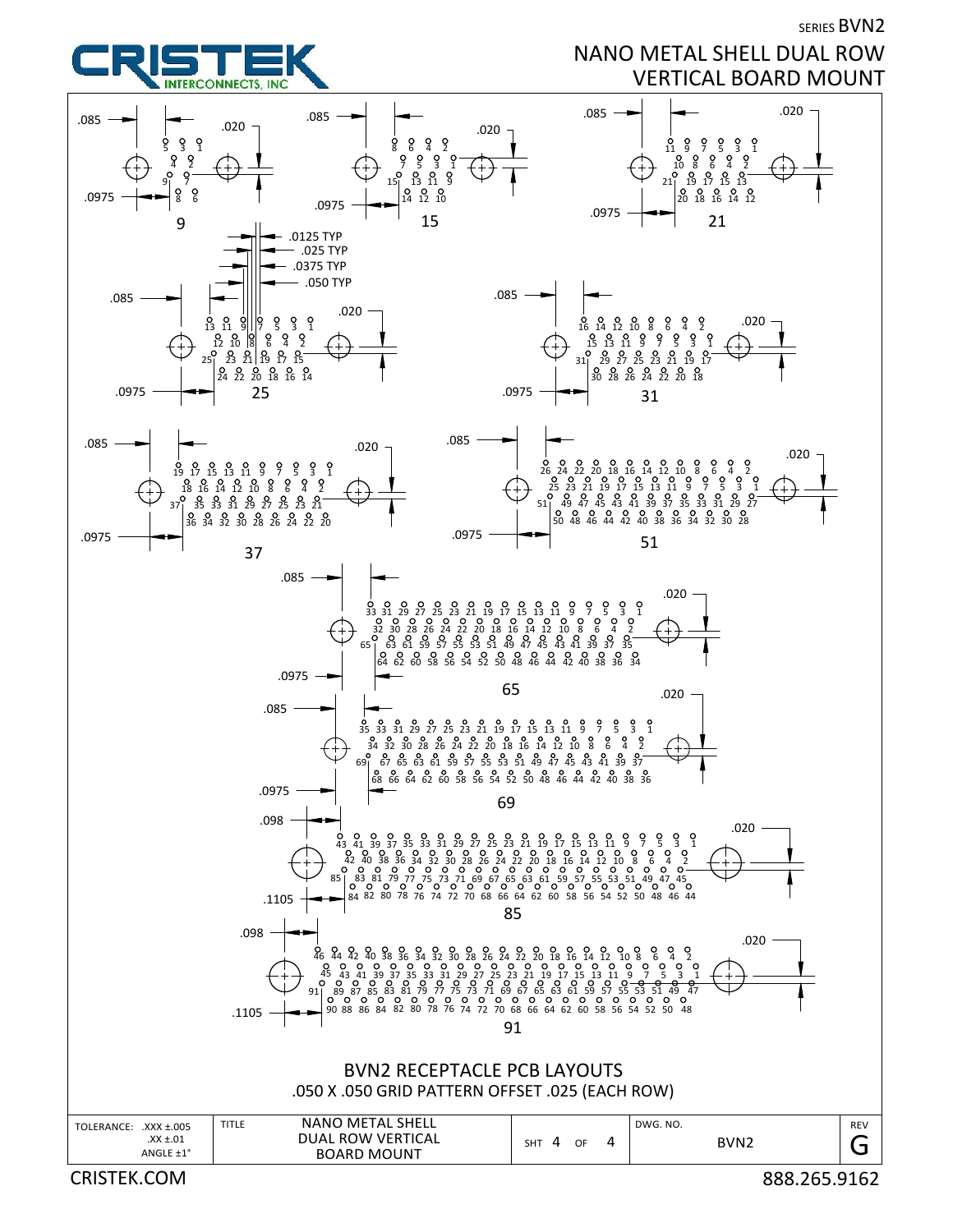SERIES BVN2

# NANO METAL SHELL DUAL ROW VERTICAL BOARD MOUNT

9

15

21

25

31

37

51

65

69

85

91

.085 .020 .0975 .0125 TYP .025 TYP .0375 TYP .050 TYP .098 .1105

## BVN2 RECEPTACLE PCB LAYOUTS

.050 X .050 GRID PATTERN OFFSET .025 (EACH ROW)

| | | | | |
|---|---|---|---|---|
| TOLERANCE: .XXX ±.005<br>.XX ±.01<br>ANGLE ±1° | TITLE: NANO METAL SHELL DUAL ROW VERTICAL BOARD MOUNT | SHT 4 OF 4 | DWG. NO. BVN2 | REV G |

CRISTEK.COM 888.265.9162